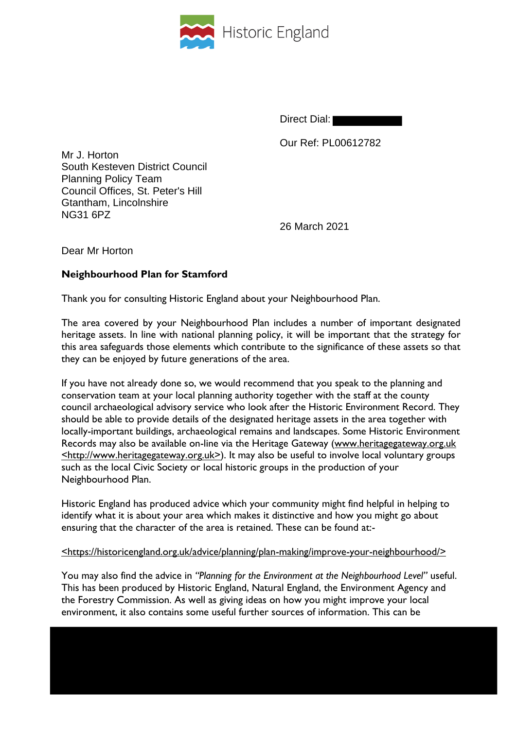Historic England

Direct Dial:

Our Ref: PL00612782

Mr J. Horton
South Kesteven District Council
Planning Policy Team
Council Offices, St. Peter's Hill
Gtantham, Lincolnshire
NG31 6PZ

26 March 2021

Dear Mr Horton

**Neighbourhood Plan for Stamford**

Thank you for consulting Historic England about your Neighbourhood Plan.

The area covered by your Neighbourhood Plan includes a number of important designated heritage assets. In line with national planning policy, it will be important that the strategy for this area safeguards those elements which contribute to the significance of these assets so that they can be enjoyed by future generations of the area.

If you have not already done so, we would recommend that you speak to the planning and conservation team at your local planning authority together with the staff at the county council archaeological advisory service who look after the Historic Environment Record. They should be able to provide details of the designated heritage assets in the area together with locally-important buildings, archaeological remains and landscapes. Some Historic Environment Records may also be available on-line via the Heritage Gateway (www.heritagegateway.org.uk <http://www.heritagegateway.org.uk>). It may also be useful to involve local voluntary groups such as the local Civic Society or local historic groups in the production of your Neighbourhood Plan.

Historic England has produced advice which your community might find helpful in helping to identify what it is about your area which makes it distinctive and how you might go about ensuring that the character of the area is retained. These can be found at:-

<https://historicengland.org.uk/advice/planning/plan-making/improve-your-neighbourhood/>

You may also find the advice in *"Planning for the Environment at the Neighbourhood Level"* useful. This has been produced by Historic England, Natural England, the Environment Agency and the Forestry Commission. As well as giving ideas on how you might improve your local environment, it also contains some useful further sources of information. This can be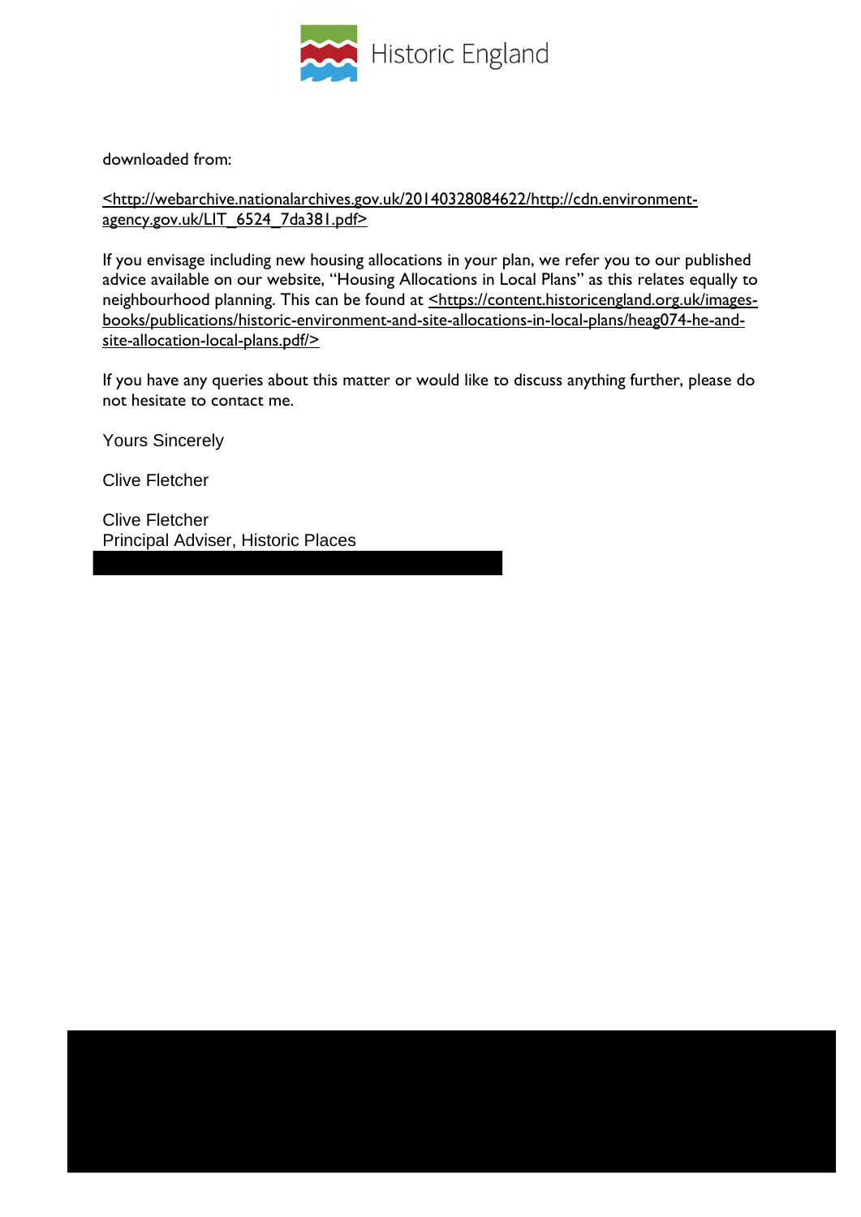downloaded from:

<http://webarchive.nationalarchives.gov.uk/20140328084622/http://cdn.environment-agency.gov.uk/LIT_6524_7da381.pdf>

If you envisage including new housing allocations in your plan, we refer you to our published advice available on our website, "Housing Allocations in Local Plans" as this relates equally to neighbourhood planning. This can be found at <https://content.historicengland.org.uk/images-books/publications/historic-environment-and-site-allocations-in-local-plans/heag074-he-and-site-allocation-local-plans.pdf/>

If you have any queries about this matter or would like to discuss anything further, please do not hesitate to contact me.

Yours Sincerely

Clive Fletcher

Clive Fletcher
Principal Adviser, Historic Places